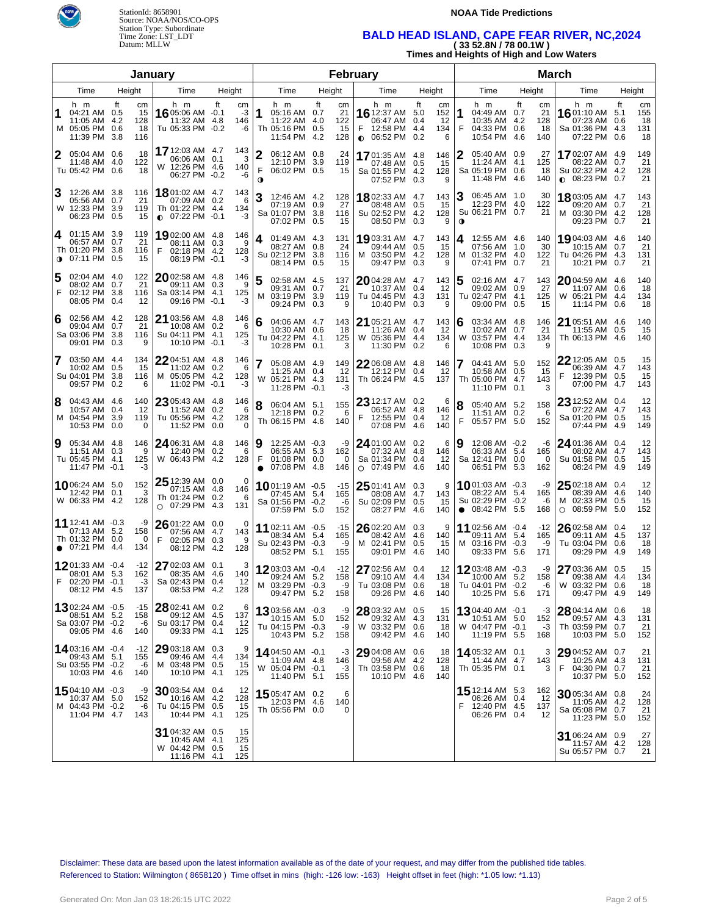StationId: 8658901
Source: NOAA/NOS/CO-OPS
Station Type: Subordinate
Time Zone: LST_LDT
Datum: MLLW

**NOAA Tide Predictions**

# BALD HEAD ISLAND, CAPE FEAR RIVER, NC,2024

**( 33 52.8N / 78 00.1W )**

**Times and Heights of High and Low Waters**

## January

| Day | Time (h m) | Height (ft) | Height (cm) |
|---|---|---|---|
| 1 M | 04:21 AM | 0.5 | 15 |
| | 11:05 AM | 4.2 | 128 |
| | 05:05 PM | 0.6 | 18 |
| | 11:39 PM | 3.8 | 116 |
| 2 Tu | 05:04 AM | 0.6 | 18 |
| | 11:48 AM | 4.0 | 122 |
| | 05:42 PM | 0.6 | 18 |
| 3 W | 12:26 AM | 3.8 | 116 |
| | 05:56 AM | 0.7 | 21 |
| | 12:33 PM | 3.9 | 119 |
| | 06:23 PM | 0.5 | 15 |
| 4 Th ◑ | 01:15 AM | 3.9 | 119 |
| | 06:57 AM | 0.7 | 21 |
| | 01:20 PM | 3.8 | 116 |
| | 07:11 PM | 0.5 | 15 |
| 5 F | 02:04 AM | 4.0 | 122 |
| | 08:02 AM | 0.7 | 21 |
| | 02:12 PM | 3.8 | 116 |
| | 08:05 PM | 0.4 | 12 |
| 6 Sa | 02:56 AM | 4.2 | 128 |
| | 09:04 AM | 0.7 | 21 |
| | 03:06 PM | 3.8 | 116 |
| | 09:01 PM | 0.3 | 9 |
| 7 Su | 03:50 AM | 4.4 | 134 |
| | 10:02 AM | 0.5 | 15 |
| | 04:01 PM | 3.8 | 116 |
| | 09:57 PM | 0.2 | 6 |
| 8 M | 04:43 AM | 4.6 | 140 |
| | 10:57 AM | 0.4 | 12 |
| | 04:54 PM | 3.9 | 119 |
| | 10:53 PM | 0.0 | 0 |
| 9 Tu | 05:34 AM | 4.8 | 146 |
| | 11:51 AM | 0.3 | 9 |
| | 05:45 PM | 4.1 | 125 |
| | 11:47 PM | -0.1 | -3 |
| 10 W | 06:24 AM | 5.0 | 152 |
| | 12:42 PM | 0.1 | 3 |
| | 06:33 PM | 4.2 | 128 |
| 11 Th ● | 12:41 AM | -0.3 | -9 |
| | 07:13 AM | 5.2 | 158 |
| | 01:32 PM | 0.0 | 0 |
| | 07:21 PM | 4.4 | 134 |
| 12 F | 01:33 AM | -0.4 | -12 |
| | 08:01 AM | 5.3 | 162 |
| | 02:20 PM | -0.1 | -3 |
| | 08:12 PM | 4.5 | 137 |
| 13 Sa | 02:24 AM | -0.5 | -15 |
| | 08:51 AM | 5.2 | 158 |
| | 03:07 PM | -0.2 | -6 |
| | 09:05 PM | 4.6 | 140 |
| 14 Su | 03:16 AM | -0.4 | -12 |
| | 09:43 AM | 5.1 | 155 |
| | 03:55 PM | -0.2 | -6 |
| | 10:03 PM | 4.6 | 140 |
| 15 M | 04:10 AM | -0.3 | -9 |
| | 10:37 AM | 5.0 | 152 |
| | 04:43 PM | -0.2 | -6 |
| | 11:04 PM | 4.7 | 143 |
| 16 Tu | 05:06 AM | -0.1 | -3 |
| | 11:32 AM | 4.8 | 146 |
| | 05:33 PM | -0.2 | -6 |
| 17 W | 12:03 AM | 4.7 | 143 |
| | 06:06 AM | 0.1 | 3 |
| | 12:26 PM | 4.6 | 140 |
| | 06:27 PM | -0.2 | -6 |
| 18 Th ◐ | 01:02 AM | 4.7 | 143 |
| | 07:09 AM | 0.2 | 6 |
| | 01:22 PM | 4.4 | 134 |
| | 07:22 PM | -0.1 | -3 |
| 19 F | 02:00 AM | 4.8 | 146 |
| | 08:11 AM | 0.3 | 9 |
| | 02:18 PM | 4.2 | 128 |
| | 08:19 PM | -0.1 | -3 |
| 20 Sa | 02:58 AM | 4.8 | 146 |
| | 09:11 AM | 0.3 | 9 |
| | 03:14 PM | 4.1 | 125 |
| | 09:16 PM | -0.1 | -3 |
| 21 Su | 03:56 AM | 4.8 | 146 |
| | 10:08 AM | 0.2 | 6 |
| | 04:11 PM | 4.1 | 125 |
| | 10:10 PM | -0.1 | -3 |
| 22 M | 04:51 AM | 4.8 | 146 |
| | 11:02 AM | 0.2 | 6 |
| | 05:05 PM | 4.2 | 128 |
| | 11:02 PM | -0.1 | -3 |
| 23 Tu | 05:43 AM | 4.8 | 146 |
| | 11:52 AM | 0.2 | 6 |
| | 05:56 PM | 4.2 | 128 |
| | 11:52 PM | 0.0 | 0 |
| 24 W | 06:31 AM | 4.8 | 146 |
| | 12:40 PM | 0.2 | 6 |
| | 06:43 PM | 4.2 | 128 |
| 25 Th ○ | 12:39 AM | 0.0 | 0 |
| | 07:15 AM | 4.8 | 146 |
| | 01:24 PM | 0.2 | 6 |
| | 07:29 PM | 4.3 | 131 |
| 26 F | 01:22 AM | 0.0 | 0 |
| | 07:56 AM | 4.7 | 143 |
| | 02:05 PM | 0.3 | 9 |
| | 08:12 PM | 4.2 | 128 |
| 27 Sa | 02:03 AM | 0.1 | 3 |
| | 08:35 AM | 4.6 | 140 |
| | 02:43 PM | 0.4 | 12 |
| | 08:53 PM | 4.2 | 128 |
| 28 Su | 02:41 AM | 0.2 | 6 |
| | 09:12 AM | 4.5 | 137 |
| | 03:17 PM | 0.4 | 12 |
| | 09:33 PM | 4.1 | 125 |
| 29 M | 03:18 AM | 0.3 | 9 |
| | 09:46 AM | 4.4 | 134 |
| | 03:48 PM | 0.5 | 15 |
| | 10:10 PM | 4.1 | 125 |
| 30 Tu | 03:54 AM | 0.4 | 12 |
| | 10:16 AM | 4.2 | 128 |
| | 04:15 PM | 0.5 | 15 |
| | 10:44 PM | 4.1 | 125 |
| 31 W | 04:32 AM | 0.5 | 15 |
| | 10:45 AM | 4.1 | 125 |
| | 04:42 PM | 0.5 | 15 |
| | 11:16 PM | 4.1 | 125 |

## February

| Day | Time (h m) | Height (ft) | Height (cm) |
|---|---|---|---|
| 1 Th | 05:16 AM | 0.7 | 21 |
| | 11:22 AM | 4.0 | 122 |
| | 05:16 PM | 0.5 | 15 |
| | 11:54 PM | 4.2 | 128 |
| 2 F ◑ | 06:12 AM | 0.8 | 24 |
| | 12:10 PM | 3.9 | 119 |
| | 06:02 PM | 0.5 | 15 |
| 3 Sa | 12:46 AM | 4.2 | 128 |
| | 07:19 AM | 0.9 | 27 |
| | 01:07 PM | 3.8 | 116 |
| | 07:02 PM | 0.5 | 15 |
| 4 Su | 01:49 AM | 4.3 | 131 |
| | 08:27 AM | 0.8 | 24 |
| | 02:12 PM | 3.8 | 116 |
| | 08:14 PM | 0.5 | 15 |
| 5 M | 02:58 AM | 4.5 | 137 |
| | 09:31 AM | 0.7 | 21 |
| | 03:19 PM | 3.9 | 119 |
| | 09:24 PM | 0.3 | 9 |
| 6 Tu | 04:06 AM | 4.7 | 143 |
| | 10:30 AM | 0.6 | 18 |
| | 04:22 PM | 4.1 | 125 |
| | 10:28 PM | 0.1 | 3 |
| 7 W | 05:08 AM | 4.9 | 149 |
| | 11:25 AM | 0.4 | 12 |
| | 05:21 PM | 4.3 | 131 |
| | 11:28 PM | -0.1 | -3 |
| 8 Th | 06:04 AM | 5.1 | 155 |
| | 12:18 PM | 0.2 | 6 |
| | 06:15 PM | 4.6 | 140 |
| 9 F ● | 12:25 AM | -0.3 | -9 |
| | 06:55 AM | 5.3 | 162 |
| | 01:08 PM | 0.0 | 0 |
| | 07:08 PM | 4.8 | 146 |
| 10 Sa | 01:19 AM | -0.5 | -15 |
| | 07:45 AM | 5.4 | 165 |
| | 01:56 PM | -0.2 | -6 |
| | 07:59 PM | 5.0 | 152 |
| 11 Su | 02:11 AM | -0.5 | -15 |
| | 08:34 AM | 5.4 | 165 |
| | 02:43 PM | -0.3 | -9 |
| | 08:52 PM | 5.1 | 155 |
| 12 M | 03:03 AM | -0.4 | -12 |
| | 09:24 AM | 5.2 | 158 |
| | 03:29 PM | -0.3 | -9 |
| | 09:47 PM | 5.2 | 158 |
| 13 Tu | 03:56 AM | -0.3 | -9 |
| | 10:15 AM | 5.0 | 152 |
| | 04:15 PM | -0.3 | -9 |
| | 10:43 PM | 5.2 | 158 |
| 14 W | 04:50 AM | -0.1 | -3 |
| | 11:09 AM | 4.8 | 146 |
| | 05:04 PM | -0.1 | -3 |
| | 11:40 PM | 5.1 | 155 |
| 15 Th | 05:47 AM | 0.2 | 6 |
| | 12:03 PM | 4.6 | 140 |
| | 05:56 PM | 0.0 | 0 |
| 16 F ◐ | 12:37 AM | 5.0 | 152 |
| | 06:47 AM | 0.4 | 12 |
| | 12:58 PM | 4.4 | 134 |
| | 06:52 PM | 0.2 | 6 |
| 17 Sa | 01:35 AM | 4.8 | 146 |
| | 07:48 AM | 0.5 | 15 |
| | 01:55 PM | 4.2 | 128 |
| | 07:52 PM | 0.3 | 9 |
| 18 Su | 02:33 AM | 4.7 | 143 |
| | 08:48 AM | 0.5 | 15 |
| | 02:52 PM | 4.2 | 128 |
| | 08:50 PM | 0.3 | 9 |
| 19 M | 03:31 AM | 4.7 | 143 |
| | 09:44 AM | 0.5 | 15 |
| | 03:50 PM | 4.2 | 128 |
| | 09:47 PM | 0.3 | 9 |
| 20 Tu | 04:28 AM | 4.7 | 143 |
| | 10:37 AM | 0.4 | 12 |
| | 04:45 PM | 4.3 | 131 |
| | 10:40 PM | 0.3 | 9 |
| 21 W | 05:21 AM | 4.7 | 143 |
| | 11:26 AM | 0.4 | 12 |
| | 05:36 PM | 4.4 | 134 |
| | 11:30 PM | 0.2 | 6 |
| 22 Th | 06:08 AM | 4.8 | 146 |
| | 12:12 PM | 0.4 | 12 |
| | 06:24 PM | 4.5 | 137 |
| 23 F | 12:17 AM | 0.2 | 6 |
| | 06:52 AM | 4.8 | 146 |
| | 12:55 PM | 0.4 | 12 |
| | 07:08 PM | 4.6 | 140 |
| 24 Sa ○ | 01:00 AM | 0.2 | 6 |
| | 07:32 AM | 4.8 | 146 |
| | 01:34 PM | 0.4 | 12 |
| | 07:49 PM | 4.6 | 140 |
| 25 Su | 01:41 AM | 0.3 | 9 |
| | 08:08 AM | 4.7 | 143 |
| | 02:09 PM | 0.5 | 15 |
| | 08:27 PM | 4.6 | 140 |
| 26 M | 02:20 AM | 0.3 | 9 |
| | 08:42 AM | 4.6 | 140 |
| | 02:41 PM | 0.5 | 15 |
| | 09:01 PM | 4.6 | 140 |
| 27 Tu | 02:56 AM | 0.4 | 12 |
| | 09:10 AM | 4.4 | 134 |
| | 03:08 PM | 0.6 | 18 |
| | 09:26 PM | 4.6 | 140 |
| 28 W | 03:32 AM | 0.5 | 15 |
| | 09:32 AM | 4.3 | 131 |
| | 03:32 PM | 0.6 | 18 |
| | 09:42 PM | 4.6 | 140 |
| 29 Th | 04:08 AM | 0.6 | 18 |
| | 09:56 AM | 4.2 | 128 |
| | 03:58 PM | 0.6 | 18 |
| | 10:10 PM | 4.6 | 140 |

## March

| Day | Time (h m) | Height (ft) | Height (cm) |
|---|---|---|---|
| 1 F | 04:49 AM | 0.7 | 21 |
| | 10:35 AM | 4.2 | 128 |
| | 04:33 PM | 0.6 | 18 |
| | 10:54 PM | 4.6 | 140 |
| 2 Sa | 05:40 AM | 0.9 | 27 |
| | 11:24 AM | 4.1 | 125 |
| | 05:19 PM | 0.6 | 18 |
| | 11:48 PM | 4.6 | 140 |
| 3 Su ◑ | 06:45 AM | 1.0 | 30 |
| | 12:23 PM | 4.0 | 122 |
| | 06:21 PM | 0.7 | 21 |
| 4 M | 12:55 AM | 4.6 | 140 |
| | 07:56 AM | 1.0 | 30 |
| | 01:32 PM | 4.0 | 122 |
| | 07:41 PM | 0.7 | 21 |
| 5 Tu | 02:16 AM | 4.7 | 143 |
| | 09:02 AM | 0.9 | 27 |
| | 02:47 PM | 4.1 | 125 |
| | 09:00 PM | 0.5 | 15 |
| 6 W | 03:34 AM | 4.8 | 146 |
| | 10:02 AM | 0.7 | 21 |
| | 03:57 PM | 4.4 | 134 |
| | 10:08 PM | 0.3 | 9 |
| 7 Th | 04:41 AM | 5.0 | 152 |
| | 10:58 AM | 0.5 | 15 |
| | 05:00 PM | 4.7 | 143 |
| | 11:10 PM | 0.1 | 3 |
| 8 F | 05:40 AM | 5.2 | 158 |
| | 11:51 AM | 0.2 | 6 |
| | 05:57 PM | 5.0 | 152 |
| 9 Sa | 12:08 AM | -0.2 | -6 |
| | 06:33 AM | 5.4 | 165 |
| | 12:41 PM | 0.0 | 0 |
| | 06:51 PM | 5.3 | 162 |
| 10 Su ● | 01:03 AM | -0.3 | -9 |
| | 08:22 AM | 5.4 | 165 |
| | 02:29 PM | -0.2 | -6 |
| | 08:42 PM | 5.5 | 168 |
| 11 M | 02:56 AM | -0.4 | -12 |
| | 09:11 AM | 5.4 | 165 |
| | 03:16 PM | -0.3 | -9 |
| | 09:33 PM | 5.6 | 171 |
| 12 Tu | 03:48 AM | -0.3 | -9 |
| | 10:00 AM | 5.2 | 158 |
| | 04:01 PM | -0.2 | -6 |
| | 10:25 PM | 5.6 | 171 |
| 13 W | 04:40 AM | -0.1 | -3 |
| | 10:51 AM | 5.0 | 152 |
| | 04:47 PM | -0.1 | -3 |
| | 11:19 PM | 5.5 | 168 |
| 14 Th | 05:32 AM | 0.1 | 3 |
| | 11:44 AM | 4.7 | 143 |
| | 05:35 PM | 0.1 | 3 |
| 15 F | 12:14 AM | 5.3 | 162 |
| | 06:26 AM | 0.4 | 12 |
| | 12:40 PM | 4.5 | 137 |
| | 06:26 PM | 0.4 | 12 |
| 16 Sa | 01:10 AM | 5.1 | 155 |
| | 07:23 AM | 0.6 | 18 |
| | 01:36 PM | 4.3 | 131 |
| | 07:22 PM | 0.6 | 18 |
| 17 Su ◐ | 02:07 AM | 4.9 | 149 |
| | 08:22 AM | 0.7 | 21 |
| | 02:32 PM | 4.2 | 128 |
| | 08:23 PM | 0.7 | 21 |
| 18 M | 03:05 AM | 4.7 | 143 |
| | 09:20 AM | 0.7 | 21 |
| | 03:30 PM | 4.2 | 128 |
| | 09:23 PM | 0.7 | 21 |
| 19 Tu | 04:03 AM | 4.6 | 140 |
| | 10:15 AM | 0.7 | 21 |
| | 04:26 PM | 4.3 | 131 |
| | 10:21 PM | 0.7 | 21 |
| 20 W | 04:59 AM | 4.6 | 140 |
| | 11:07 AM | 0.6 | 18 |
| | 05:21 PM | 4.4 | 134 |
| | 11:14 PM | 0.6 | 18 |
| 21 Th | 05:51 AM | 4.6 | 140 |
| | 11:55 AM | 0.5 | 15 |
| | 06:13 PM | 4.6 | 140 |
| 22 F | 12:05 AM | 0.5 | 15 |
| | 06:39 AM | 4.7 | 143 |
| | 12:39 PM | 0.5 | 15 |
| | 07:00 PM | 4.7 | 143 |
| 23 Sa | 12:52 AM | 0.4 | 12 |
| | 07:22 AM | 4.7 | 143 |
| | 01:20 PM | 0.5 | 15 |
| | 07:44 PM | 4.9 | 149 |
| 24 Su | 01:36 AM | 0.4 | 12 |
| | 08:02 AM | 4.7 | 143 |
| | 01:58 PM | 0.5 | 15 |
| | 08:24 PM | 4.9 | 149 |
| 25 M ○ | 02:18 AM | 0.4 | 12 |
| | 08:39 AM | 4.6 | 140 |
| | 02:33 PM | 0.5 | 15 |
| | 08:59 PM | 5.0 | 152 |
| 26 Tu | 02:58 AM | 0.4 | 12 |
| | 09:11 AM | 4.5 | 137 |
| | 03:04 PM | 0.6 | 18 |
| | 09:29 PM | 4.9 | 149 |
| 27 W | 03:36 AM | 0.5 | 15 |
| | 09:38 AM | 4.4 | 134 |
| | 03:32 PM | 0.6 | 18 |
| | 09:47 PM | 4.9 | 149 |
| 28 Th | 04:14 AM | 0.6 | 18 |
| | 09:57 AM | 4.3 | 131 |
| | 03:59 PM | 0.7 | 21 |
| | 10:03 PM | 5.0 | 152 |
| 29 F | 04:52 AM | 0.7 | 21 |
| | 10:25 AM | 4.3 | 131 |
| | 04:30 PM | 0.7 | 21 |
| | 10:37 PM | 5.0 | 152 |
| 30 Sa | 05:34 AM | 0.8 | 24 |
| | 11:05 AM | 4.2 | 128 |
| | 05:08 PM | 0.7 | 21 |
| | 11:23 PM | 5.0 | 152 |
| 31 Su | 06:24 AM | 0.9 | 27 |
| | 11:57 AM | 4.2 | 128 |
| | 05:57 PM | 0.7 | 21 |

Disclaimer: These data are based upon the latest information available as of the date of your request, and may differ from the published tide tables.
Referenced to Station: Wilmington ( 8658120 ) Time offset in mins (high: -126 low: -163) Height offset in feet (high: *1.05 low: *1.12)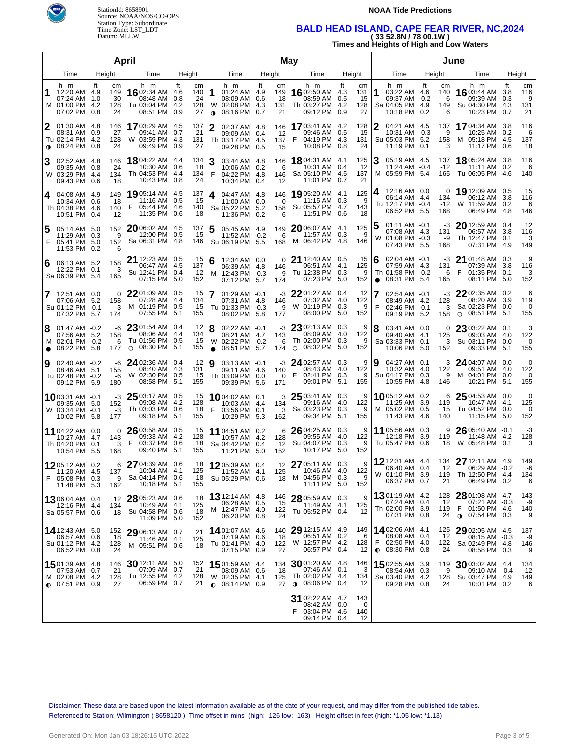StationId: 8658901
Source: NOAA/NOS/CO-OPS
Station Type: Subordinate
Time Zone: LST_LDT
Datum: MLLW

**NOAA Tide Predictions**

# BALD HEAD ISLAND, CAPE FEAR RIVER, NC,2024

**( 33 52.8N / 78 00.1W )**

**Times and Heights of High and Low Waters**

## April

| Day | Time (h m) | Height (ft) | Height (cm) |
|---|---|---|---|
| 1 M | 12:20 AM | 4.9 | 149 |
| | 07:24 AM | 1.0 | 30 |
| | 01:00 PM | 4.2 | 128 |
| | 07:02 PM | 0.8 | 24 |
| 2 Tu | 01:30 AM | 4.8 | 146 |
| | 08:31 AM | 0.9 | 27 |
| | 02:14 PM | 4.2 | 128 |
| | 08:24 PM | 0.8 | 24 |
| 3 W | 02:52 AM | 4.8 | 146 |
| | 09:35 AM | 0.8 | 24 |
| | 03:29 PM | 4.4 | 134 |
| | 09:43 PM | 0.6 | 18 |
| 4 Th | 04:08 AM | 4.9 | 149 |
| | 10:34 AM | 0.6 | 18 |
| | 04:38 PM | 4.6 | 140 |
| | 10:51 PM | 0.4 | 12 |
| 5 F | 05:14 AM | 5.0 | 152 |
| | 11:29 AM | 0.3 | 9 |
| | 05:41 PM | 5.0 | 152 |
| | 11:53 PM | 0.2 | 6 |
| 6 Sa | 06:13 AM | 5.2 | 158 |
| | 12:22 PM | 0.1 | 3 |
| | 06:39 PM | 5.4 | 165 |
| 7 Su | 12:51 AM | 0.0 | 0 |
| | 07:06 AM | 5.2 | 158 |
| | 01:12 PM | -0.1 | -3 |
| | 07:32 PM | 5.7 | 174 |
| 8 M | 01:47 AM | -0.2 | -6 |
| | 07:56 AM | 5.2 | 158 |
| | 02:01 PM | -0.2 | -6 |
| | 08:22 PM | 5.8 | 177 |
| 9 Tu | 02:40 AM | -0.2 | -6 |
| | 08:46 AM | 5.1 | 155 |
| | 02:48 PM | -0.2 | -6 |
| | 09:12 PM | 5.9 | 180 |
| 10 W | 03:31 AM | -0.1 | -3 |
| | 09:35 AM | 5.0 | 152 |
| | 03:34 PM | -0.1 | -3 |
| | 10:02 PM | 5.8 | 177 |
| 11 Th | 04:22 AM | 0.0 | 0 |
| | 10:27 AM | 4.7 | 143 |
| | 04:20 PM | 0.1 | 3 |
| | 10:54 PM | 5.5 | 168 |
| 12 F | 05:12 AM | 0.2 | 6 |
| | 11:20 AM | 4.5 | 137 |
| | 05:08 PM | 0.3 | 9 |
| | 11:48 PM | 5.3 | 162 |
| 13 Sa | 06:04 AM | 0.4 | 12 |
| | 12:16 PM | 4.4 | 134 |
| | 05:57 PM | 0.6 | 18 |
| 14 Su | 12:43 AM | 5.0 | 152 |
| | 06:57 AM | 0.6 | 18 |
| | 01:12 PM | 4.2 | 128 |
| | 06:52 PM | 0.8 | 24 |
| 15 M | 01:39 AM | 4.8 | 146 |
| | 07:53 AM | 0.7 | 21 |
| | 02:08 PM | 4.2 | 128 |
| | 07:51 PM | 0.9 | 27 |
| 16 Tu | 02:34 AM | 4.6 | 140 |
| | 08:48 AM | 0.8 | 24 |
| | 03:04 PM | 4.2 | 128 |
| | 08:51 PM | 0.9 | 27 |
| 17 W | 03:29 AM | 4.5 | 137 |
| | 09:41 AM | 0.7 | 21 |
| | 03:59 PM | 4.3 | 131 |
| | 09:49 PM | 0.9 | 27 |
| 18 Th | 04:22 AM | 4.4 | 134 |
| | 10:30 AM | 0.6 | 18 |
| | 04:53 PM | 4.4 | 134 |
| | 10:43 PM | 0.8 | 24 |
| 19 F | 05:14 AM | 4.5 | 137 |
| | 11:16 AM | 0.5 | 15 |
| | 05:44 PM | 4.6 | 140 |
| | 11:35 PM | 0.6 | 18 |
| 20 Sa | 06:02 AM | 4.5 | 137 |
| | 12:00 PM | 0.5 | 15 |
| | 06:31 PM | 4.8 | 146 |
| 21 Su | 12:23 AM | 0.5 | 15 |
| | 06:47 AM | 4.5 | 137 |
| | 12:41 PM | 0.4 | 12 |
| | 07:15 PM | 5.0 | 152 |
| 22 M | 01:09 AM | 0.5 | 15 |
| | 07:28 AM | 4.4 | 134 |
| | 01:19 PM | 0.5 | 15 |
| | 07:55 PM | 5.1 | 155 |
| 23 Tu | 01:54 AM | 0.4 | 12 |
| | 08:06 AM | 4.4 | 134 |
| | 01:56 PM | 0.5 | 15 |
| | 08:30 PM | 5.1 | 155 |
| 24 W | 02:36 AM | 0.4 | 12 |
| | 08:40 AM | 4.3 | 131 |
| | 02:30 PM | 0.5 | 15 |
| | 08:58 PM | 5.1 | 155 |
| 25 Th | 03:17 AM | 0.5 | 15 |
| | 09:08 AM | 4.2 | 128 |
| | 03:03 PM | 0.6 | 18 |
| | 09:18 PM | 5.1 | 155 |
| 26 F | 03:58 AM | 0.5 | 15 |
| | 09:33 AM | 4.2 | 128 |
| | 03:37 PM | 0.6 | 18 |
| | 09:40 PM | 5.1 | 155 |
| 27 Sa | 04:39 AM | 0.6 | 18 |
| | 10:04 AM | 4.1 | 125 |
| | 04:14 PM | 0.6 | 18 |
| | 10:18 PM | 5.1 | 155 |
| 28 Su | 05:23 AM | 0.6 | 18 |
| | 10:49 AM | 4.1 | 125 |
| | 04:58 PM | 0.6 | 18 |
| | 11:09 PM | 5.0 | 152 |
| 29 M | 06:13 AM | 0.7 | 21 |
| | 11:46 AM | 4.1 | 125 |
| | 05:51 PM | 0.6 | 18 |
| 30 Tu | 12:11 AM | 5.0 | 152 |
| | 07:09 AM | 0.7 | 21 |
| | 12:55 PM | 4.2 | 128 |
| | 06:59 PM | 0.7 | 21 |

## May

| Day | Time (h m) | Height (ft) | Height (cm) |
|---|---|---|---|
| 1 W | 01:24 AM | 4.9 | 149 |
| | 08:09 AM | 0.6 | 18 |
| | 02:08 PM | 4.3 | 131 |
| | 08:16 PM | 0.7 | 21 |
| 2 Th | 02:37 AM | 4.8 | 146 |
| | 09:09 AM | 0.4 | 12 |
| | 03:17 PM | 4.5 | 137 |
| | 09:28 PM | 0.5 | 15 |
| 3 F | 03:44 AM | 4.8 | 146 |
| | 10:06 AM | 0.2 | 6 |
| | 04:22 PM | 4.8 | 146 |
| | 10:34 PM | 0.4 | 12 |
| 4 Sa | 04:47 AM | 4.8 | 146 |
| | 11:00 AM | 0.0 | 0 |
| | 05:22 PM | 5.2 | 158 |
| | 11:36 PM | 0.2 | 6 |
| 5 Su | 05:45 AM | 4.9 | 149 |
| | 11:52 AM | -0.2 | -6 |
| | 06:19 PM | 5.5 | 168 |
| 6 M | 12:34 AM | 0.0 | 0 |
| | 06:39 AM | 4.8 | 146 |
| | 12:43 PM | -0.3 | -9 |
| | 07:12 PM | 5.7 | 174 |
| 7 Tu | 01:29 AM | -0.1 | -3 |
| | 07:31 AM | 4.8 | 146 |
| | 01:33 PM | -0.3 | -9 |
| | 08:02 PM | 5.8 | 177 |
| 8 W | 02:22 AM | -0.1 | -3 |
| | 08:21 AM | 4.7 | 143 |
| | 02:22 PM | -0.2 | -6 |
| | 08:51 PM | 5.7 | 174 |
| 9 Th | 03:13 AM | -0.1 | -3 |
| | 09:11 AM | 4.6 | 140 |
| | 03:09 PM | 0.0 | 0 |
| | 09:39 PM | 5.6 | 171 |
| 10 F | 04:02 AM | 0.1 | 3 |
| | 10:03 AM | 4.4 | 134 |
| | 03:56 PM | 0.1 | 3 |
| | 10:29 PM | 5.3 | 162 |
| 11 Sa | 04:51 AM | 0.2 | 6 |
| | 10:57 AM | 4.2 | 128 |
| | 04:42 PM | 0.4 | 12 |
| | 11:21 PM | 5.0 | 152 |
| 12 Su | 05:39 AM | 0.4 | 12 |
| | 11:52 AM | 4.1 | 125 |
| | 05:29 PM | 0.6 | 18 |
| 13 M | 12:14 AM | 4.8 | 146 |
| | 06:28 AM | 0.5 | 15 |
| | 12:47 PM | 4.0 | 122 |
| | 06:20 PM | 0.8 | 24 |
| 14 Tu | 01:07 AM | 4.6 | 140 |
| | 07:19 AM | 0.6 | 18 |
| | 01:41 PM | 4.0 | 122 |
| | 07:15 PM | 0.9 | 27 |
| 15 W | 01:59 AM | 4.4 | 134 |
| | 08:09 AM | 0.6 | 18 |
| | 02:35 PM | 4.1 | 125 |
| | 08:14 PM | 0.9 | 27 |
| 16 Th | 02:50 AM | 4.3 | 131 |
| | 08:59 AM | 0.5 | 15 |
| | 03:27 PM | 4.2 | 128 |
| | 09:12 PM | 0.9 | 27 |
| 17 F | 03:41 AM | 4.2 | 128 |
| | 09:46 AM | 0.5 | 15 |
| | 04:19 PM | 4.3 | 131 |
| | 10:08 PM | 0.8 | 24 |
| 18 Sa | 04:31 AM | 4.1 | 125 |
| | 10:31 AM | 0.4 | 12 |
| | 05:10 PM | 4.5 | 137 |
| | 11:01 PM | 0.7 | 21 |
| 19 Su | 05:20 AM | 4.1 | 125 |
| | 11:15 AM | 0.3 | 9 |
| | 05:57 PM | 4.7 | 143 |
| | 11:51 PM | 0.6 | 18 |
| 20 M | 06:07 AM | 4.1 | 125 |
| | 11:57 AM | 0.3 | 9 |
| | 06:42 PM | 4.8 | 146 |
| 21 Tu | 12:40 AM | 0.5 | 15 |
| | 06:51 AM | 4.1 | 125 |
| | 12:38 PM | 0.3 | 9 |
| | 07:23 PM | 5.0 | 152 |
| 22 W | 01:27 AM | 0.4 | 12 |
| | 07:32 AM | 4.0 | 122 |
| | 01:19 PM | 0.3 | 9 |
| | 08:00 PM | 5.0 | 152 |
| 23 Th | 02:13 AM | 0.3 | 9 |
| | 08:09 AM | 4.0 | 122 |
| | 02:00 PM | 0.3 | 9 |
| | 08:32 PM | 5.0 | 152 |
| 24 F | 02:57 AM | 0.3 | 9 |
| | 08:43 AM | 4.0 | 122 |
| | 02:41 PM | 0.3 | 9 |
| | 09:01 PM | 5.1 | 155 |
| 25 Sa | 03:41 AM | 0.3 | 9 |
| | 09:16 AM | 4.0 | 122 |
| | 03:23 PM | 0.3 | 9 |
| | 09:34 PM | 5.1 | 155 |
| 26 Su | 04:25 AM | 0.3 | 9 |
| | 09:55 AM | 4.0 | 122 |
| | 04:07 PM | 0.3 | 9 |
| | 10:17 PM | 5.0 | 152 |
| 27 M | 05:11 AM | 0.3 | 9 |
| | 10:46 AM | 4.0 | 122 |
| | 04:56 PM | 0.3 | 9 |
| | 11:11 PM | 5.0 | 152 |
| 28 Tu | 05:59 AM | 0.3 | 9 |
| | 11:49 AM | 4.1 | 125 |
| | 05:52 PM | 0.4 | 12 |
| 29 W | 12:15 AM | 4.9 | 149 |
| | 06:51 AM | 0.2 | 6 |
| | 12:57 PM | 4.2 | 128 |
| | 06:57 PM | 0.4 | 12 |
| 30 Th | 01:20 AM | 4.8 | 146 |
| | 07:46 AM | 0.1 | 3 |
| | 02:02 PM | 4.4 | 134 |
| | 08:06 PM | 0.4 | 12 |
| 31 F | 02:22 AM | 4.7 | 143 |
| | 08:42 AM | 0.0 | 0 |
| | 03:04 PM | 4.6 | 140 |
| | 09:14 PM | 0.4 | 12 |

## June

| Day | Time (h m) | Height (ft) | Height (cm) |
|---|---|---|---|
| 1 Sa | 03:22 AM | 4.6 | 140 |
| | 09:37 AM | -0.2 | -6 |
| | 04:05 PM | 4.9 | 149 |
| | 10:18 PM | 0.2 | 6 |
| 2 Su | 04:21 AM | 4.5 | 137 |
| | 10:31 AM | -0.3 | -9 |
| | 05:03 PM | 5.2 | 158 |
| | 11:19 PM | 0.1 | 3 |
| 3 M | 05:19 AM | 4.5 | 137 |
| | 11:24 AM | -0.4 | -12 |
| | 05:59 PM | 5.4 | 165 |
| 4 Tu | 12:16 AM | 0.0 | 0 |
| | 06:14 AM | 4.4 | 134 |
| | 12:17 PM | -0.4 | -12 |
| | 06:52 PM | 5.5 | 168 |
| 5 W | 01:11 AM | -0.1 | -3 |
| | 07:08 AM | 4.3 | 131 |
| | 01:08 PM | -0.3 | -9 |
| | 07:43 PM | 5.5 | 168 |
| 6 Th | 02:04 AM | -0.1 | -3 |
| | 07:59 AM | 4.3 | 131 |
| | 01:58 PM | -0.2 | -6 |
| | 08:31 PM | 5.4 | 165 |
| 7 F | 02:54 AM | -0.1 | -3 |
| | 08:49 AM | 4.2 | 128 |
| | 02:46 PM | -0.1 | -3 |
| | 09:19 PM | 5.2 | 158 |
| 8 Sa | 03:41 AM | 0.0 | 0 |
| | 09:40 AM | 4.1 | 125 |
| | 03:33 PM | 0.1 | 3 |
| | 10:06 PM | 5.0 | 152 |
| 9 Su | 04:27 AM | 0.1 | 3 |
| | 10:32 AM | 4.0 | 122 |
| | 04:17 PM | 0.3 | 9 |
| | 10:55 PM | 4.8 | 146 |
| 10 M | 05:12 AM | 0.2 | 6 |
| | 11:25 AM | 3.9 | 119 |
| | 05:02 PM | 0.5 | 15 |
| | 11:43 PM | 4.6 | 140 |
| 11 Tu | 05:56 AM | 0.3 | 9 |
| | 12:18 PM | 3.9 | 119 |
| | 05:47 PM | 0.6 | 18 |
| 12 W | 12:31 AM | 4.4 | 134 |
| | 06:40 AM | 0.4 | 12 |
| | 01:10 PM | 3.9 | 119 |
| | 06:37 PM | 0.7 | 21 |
| 13 Th | 01:19 AM | 4.2 | 128 |
| | 07:24 AM | 0.4 | 12 |
| | 02:00 PM | 3.9 | 119 |
| | 07:31 PM | 0.8 | 24 |
| 14 F | 02:06 AM | 4.1 | 125 |
| | 08:08 AM | 0.4 | 12 |
| | 02:50 PM | 4.0 | 122 |
| | 08:30 PM | 0.8 | 24 |
| 15 Sa | 02:55 AM | 3.9 | 119 |
| | 08:54 AM | 0.3 | 9 |
| | 03:40 PM | 4.2 | 128 |
| | 09:28 PM | 0.8 | 24 |
| 16 Su | 03:44 AM | 3.8 | 116 |
| | 09:39 AM | 0.3 | 9 |
| | 04:30 PM | 4.3 | 131 |
| | 10:23 PM | 0.7 | 21 |
| 17 M | 04:34 AM | 3.8 | 116 |
| | 10:25 AM | 0.2 | 6 |
| | 05:18 PM | 4.5 | 137 |
| | 11:17 PM | 0.6 | 18 |
| 18 Tu | 05:24 AM | 3.8 | 116 |
| | 11:11 AM | 0.2 | 6 |
| | 06:05 PM | 4.6 | 140 |
| 19 W | 12:09 AM | 0.5 | 15 |
| | 06:12 AM | 3.8 | 116 |
| | 11:59 AM | 0.2 | 6 |
| | 06:49 PM | 4.8 | 146 |
| 20 Th | 12:59 AM | 0.4 | 12 |
| | 06:57 AM | 3.8 | 116 |
| | 12:47 PM | 0.1 | 3 |
| | 07:31 PM | 4.9 | 149 |
| 21 F | 01:48 AM | 0.3 | 9 |
| | 07:39 AM | 3.8 | 116 |
| | 01:35 PM | 0.1 | 3 |
| | 08:11 PM | 5.0 | 152 |
| 22 Sa | 02:35 AM | 0.2 | 6 |
| | 08:20 AM | 3.9 | 119 |
| | 02:23 PM | 0.0 | 0 |
| | 08:51 PM | 5.1 | 155 |
| 23 Su | 03:22 AM | 0.1 | 3 |
| | 09:03 AM | 4.0 | 122 |
| | 03:11 PM | 0.0 | 0 |
| | 09:33 PM | 5.1 | 155 |
| 24 M | 04:07 AM | 0.0 | 0 |
| | 09:51 AM | 4.0 | 122 |
| | 04:01 PM | 0.0 | 0 |
| | 10:21 PM | 5.1 | 155 |
| 25 Tu | 04:53 AM | 0.0 | 0 |
| | 10:47 AM | 4.1 | 125 |
| | 04:52 PM | 0.0 | 0 |
| | 11:15 PM | 5.0 | 152 |
| 26 W | 05:40 AM | -0.1 | -3 |
| | 11:48 AM | 4.2 | 128 |
| | 05:48 PM | 0.1 | 3 |
| 27 Th | 12:11 AM | 4.9 | 149 |
| | 06:29 AM | -0.2 | -6 |
| | 12:50 PM | 4.4 | 134 |
| | 06:49 PM | 0.2 | 6 |
| 28 F | 01:08 AM | 4.7 | 143 |
| | 07:21 AM | -0.3 | -9 |
| | 01:50 PM | 4.6 | 140 |
| | 07:54 PM | 0.3 | 9 |
| 29 Sa | 02:05 AM | 4.5 | 137 |
| | 08:15 AM | -0.3 | -9 |
| | 02:49 PM | 4.8 | 146 |
| | 08:58 PM | 0.3 | 9 |
| 30 Su | 03:02 AM | 4.4 | 134 |
| | 09:10 AM | -0.4 | -12 |
| | 03:47 PM | 4.9 | 149 |
| | 10:01 PM | 0.2 | 6 |

Disclaimer: These data are based upon the latest information available as of the date of your request, and may differ from the published tide tables.
Referenced to Station: Wilmington ( 8658120 ) Time offset in mins (high: -126 low: -163) Height offset in feet (high: *1.05 low: *1.13)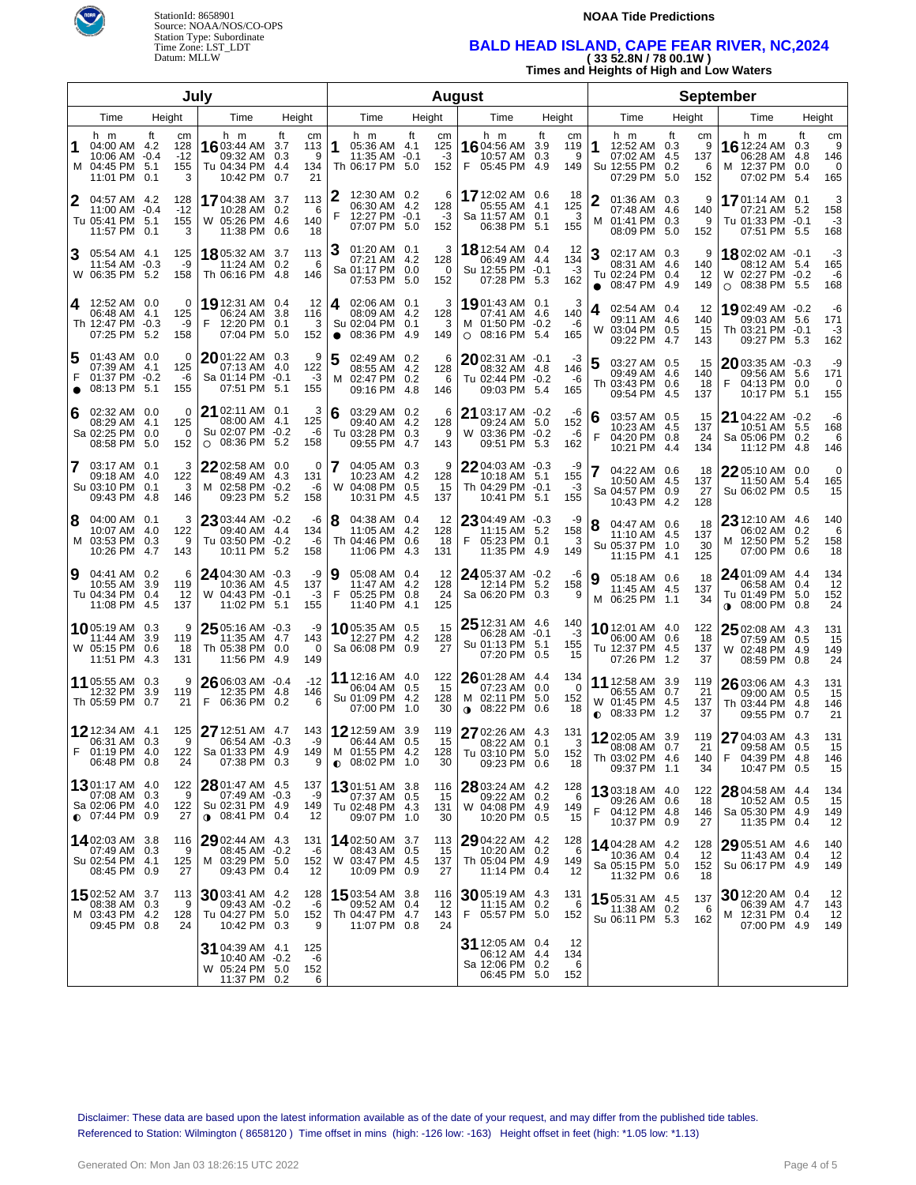StationId: 8658901
Source: NOAA/NOS/CO-OPS
Station Type: Subordinate
Time Zone: LST_LDT
Datum: MLLW

**NOAA Tide Predictions**

# BALD HEAD ISLAND, CAPE FEAR RIVER, NC,2024

**( 33 52.8N / 78 00.1W )**

**Times and Heights of High and Low Waters**

## July

| Day | Time | Height (ft) | Height (cm) |
|---|---|---|---|
| 1 M | 04:00 AM | 4.2 | 128 |
| | 10:06 AM | -0.4 | -12 |
| | 04:45 PM | 5.1 | 155 |
| | 11:01 PM | 0.1 | 3 |
| 2 Tu | 04:57 AM | 4.2 | 128 |
| | 11:00 AM | -0.4 | -12 |
| | 05:41 PM | 5.1 | 155 |
| | 11:57 PM | 0.1 | 3 |
| 3 W | 05:54 AM | 4.1 | 125 |
| | 11:54 AM | -0.3 | -9 |
| | 06:35 PM | 5.2 | 158 |
| 4 Th | 12:52 AM | 0.0 | 0 |
| | 06:48 AM | 4.1 | 125 |
| | 12:47 PM | -0.3 | -9 |
| | 07:25 PM | 5.2 | 158 |
| 5 F ● | 01:43 AM | 0.0 | 0 |
| | 07:39 AM | 4.1 | 125 |
| | 01:37 PM | -0.2 | -6 |
| | 08:13 PM | 5.1 | 155 |
| 6 Sa | 02:32 AM | 0.0 | 0 |
| | 08:29 AM | 4.1 | 125 |
| | 02:25 PM | 0.0 | 0 |
| | 08:58 PM | 5.0 | 152 |
| 7 Su | 03:17 AM | 0.1 | 3 |
| | 09:18 AM | 4.0 | 122 |
| | 03:10 PM | 0.1 | 3 |
| | 09:43 PM | 4.8 | 146 |
| 8 M | 04:00 AM | 0.1 | 3 |
| | 10:07 AM | 4.0 | 122 |
| | 03:53 PM | 0.3 | 9 |
| | 10:26 PM | 4.7 | 143 |
| 9 Tu | 04:41 AM | 0.2 | 6 |
| | 10:55 AM | 3.9 | 119 |
| | 04:34 PM | 0.4 | 12 |
| | 11:08 PM | 4.5 | 137 |
| 10 W | 05:19 AM | 0.3 | 9 |
| | 11:44 AM | 3.9 | 119 |
| | 05:15 PM | 0.6 | 18 |
| | 11:51 PM | 4.3 | 131 |
| 11 Th | 05:55 AM | 0.3 | 9 |
| | 12:32 PM | 3.9 | 119 |
| | 05:59 PM | 0.7 | 21 |
| 12 F | 12:34 AM | 4.1 | 125 |
| | 06:31 AM | 0.3 | 9 |
| | 01:19 PM | 4.0 | 122 |
| | 06:48 PM | 0.8 | 24 |
| 13 Sa ◐ | 01:17 AM | 4.0 | 122 |
| | 07:08 AM | 0.3 | 9 |
| | 02:06 PM | 4.0 | 122 |
| | 07:44 PM | 0.9 | 27 |
| 14 Su | 02:03 AM | 3.8 | 116 |
| | 07:49 AM | 0.3 | 9 |
| | 02:54 PM | 4.1 | 125 |
| | 08:45 PM | 0.9 | 27 |
| 15 M | 02:52 AM | 3.7 | 113 |
| | 08:38 AM | 0.3 | 9 |
| | 03:43 PM | 4.2 | 128 |
| | 09:45 PM | 0.8 | 24 |
| 16 Tu | 03:44 AM | 3.7 | 113 |
| | 09:32 AM | 0.3 | 9 |
| | 04:34 PM | 4.4 | 134 |
| | 10:42 PM | 0.7 | 21 |
| 17 W | 04:38 AM | 3.7 | 113 |
| | 10:28 AM | 0.2 | 6 |
| | 05:26 PM | 4.6 | 140 |
| | 11:38 PM | 0.6 | 18 |
| 18 Th | 05:32 AM | 3.7 | 113 |
| | 11:24 AM | 0.2 | 6 |
| | 06:16 PM | 4.8 | 146 |
| 19 F | 12:31 AM | 0.4 | 12 |
| | 06:24 AM | 3.8 | 116 |
| | 12:20 PM | 0.1 | 3 |
| | 07:04 PM | 5.0 | 152 |
| 20 Sa | 01:22 AM | 0.3 | 9 |
| | 07:13 AM | 4.0 | 122 |
| | 01:14 PM | -0.1 | -3 |
| | 07:51 PM | 5.1 | 155 |
| 21 Su ○ | 02:11 AM | 0.1 | 3 |
| | 08:00 AM | 4.1 | 125 |
| | 02:07 PM | -0.2 | -6 |
| | 08:36 PM | 5.2 | 158 |
| 22 M | 02:58 AM | 0.0 | 0 |
| | 08:49 AM | 4.3 | 131 |
| | 02:58 PM | -0.2 | -6 |
| | 09:23 PM | 5.2 | 158 |
| 23 Tu | 03:44 AM | -0.2 | -6 |
| | 09:40 AM | 4.4 | 134 |
| | 03:50 PM | -0.2 | -6 |
| | 10:11 PM | 5.2 | 158 |
| 24 W | 04:30 AM | -0.3 | -9 |
| | 10:36 AM | 4.5 | 137 |
| | 04:43 PM | -0.1 | -3 |
| | 11:02 PM | 5.1 | 155 |
| 25 Th | 05:16 AM | -0.3 | -9 |
| | 11:35 AM | 4.7 | 143 |
| | 05:38 PM | 0.0 | 0 |
| | 11:56 PM | 4.9 | 149 |
| 26 F | 06:03 AM | -0.4 | -12 |
| | 12:35 PM | 4.8 | 146 |
| | 06:36 PM | 0.2 | 6 |
| 27 Sa | 12:51 AM | 4.7 | 143 |
| | 06:54 AM | -0.3 | -9 |
| | 01:33 PM | 4.9 | 149 |
| | 07:38 PM | 0.3 | 9 |
| 28 Su ◑ | 01:47 AM | 4.5 | 137 |
| | 07:49 AM | -0.3 | -9 |
| | 02:31 PM | 4.9 | 149 |
| | 08:41 PM | 0.4 | 12 |
| 29 M | 02:44 AM | 4.3 | 131 |
| | 08:45 AM | -0.2 | -6 |
| | 03:29 PM | 5.0 | 152 |
| | 09:43 PM | 0.4 | 12 |
| 30 Tu | 03:41 AM | 4.2 | 128 |
| | 09:43 AM | -0.2 | -6 |
| | 04:27 PM | 5.0 | 152 |
| | 10:42 PM | 0.3 | 9 |
| 31 W | 04:39 AM | 4.1 | 125 |
| | 10:40 AM | -0.2 | -6 |
| | 05:24 PM | 5.0 | 152 |
| | 11:37 PM | 0.2 | 6 |

## August

| Day | Time | Height (ft) | Height (cm) |
|---|---|---|---|
| 1 Th | 05:36 AM | 4.1 | 125 |
| | 11:35 AM | -0.1 | -3 |
| | 06:17 PM | 5.0 | 152 |
| 2 F | 12:30 AM | 0.2 | 6 |
| | 06:30 AM | 4.2 | 128 |
| | 12:27 PM | -0.1 | -3 |
| | 07:07 PM | 5.0 | 152 |
| 3 Sa | 01:20 AM | 0.1 | 3 |
| | 07:21 AM | 4.2 | 128 |
| | 01:17 PM | 0.0 | 0 |
| | 07:53 PM | 5.0 | 152 |
| 4 Su ● | 02:06 AM | 0.1 | 3 |
| | 08:09 AM | 4.2 | 128 |
| | 02:04 PM | 0.1 | 3 |
| | 08:36 PM | 4.9 | 149 |
| 5 M | 02:49 AM | 0.2 | 6 |
| | 08:55 AM | 4.2 | 128 |
| | 02:47 PM | 0.2 | 6 |
| | 09:16 PM | 4.8 | 146 |
| 6 Tu | 03:29 AM | 0.2 | 6 |
| | 09:40 AM | 4.2 | 128 |
| | 03:28 PM | 0.3 | 9 |
| | 09:55 PM | 4.7 | 143 |
| 7 W | 04:05 AM | 0.3 | 9 |
| | 10:23 AM | 4.2 | 128 |
| | 04:08 PM | 0.5 | 15 |
| | 10:31 PM | 4.5 | 137 |
| 8 Th | 04:38 AM | 0.4 | 12 |
| | 11:05 AM | 4.2 | 128 |
| | 04:46 PM | 0.6 | 18 |
| | 11:06 PM | 4.3 | 131 |
| 9 F | 05:08 AM | 0.4 | 12 |
| | 11:47 AM | 4.2 | 128 |
| | 05:25 PM | 0.8 | 24 |
| | 11:40 PM | 4.1 | 125 |
| 10 Sa | 05:35 AM | 0.5 | 15 |
| | 12:27 PM | 4.2 | 128 |
| | 06:08 PM | 0.9 | 27 |
| 11 Su | 12:16 AM | 4.0 | 122 |
| | 06:04 AM | 0.5 | 15 |
| | 01:09 PM | 4.2 | 128 |
| | 07:00 PM | 1.0 | 30 |
| 12 M ◐ | 12:59 AM | 3.9 | 119 |
| | 06:44 AM | 0.5 | 15 |
| | 01:55 PM | 4.2 | 128 |
| | 08:02 PM | 1.0 | 30 |
| 13 Tu | 01:51 AM | 3.8 | 116 |
| | 07:37 AM | 0.5 | 15 |
| | 02:48 PM | 4.3 | 131 |
| | 09:07 PM | 1.0 | 30 |
| 14 W | 02:50 AM | 3.7 | 113 |
| | 08:43 AM | 0.5 | 15 |
| | 03:47 PM | 4.5 | 137 |
| | 10:09 PM | 0.9 | 27 |
| 15 Th | 03:54 AM | 3.8 | 116 |
| | 09:52 AM | 0.4 | 12 |
| | 04:47 PM | 4.7 | 143 |
| | 11:07 PM | 0.8 | 24 |
| 16 F | 04:56 AM | 3.9 | 119 |
| | 10:57 AM | 0.3 | 9 |
| | 05:45 PM | 4.9 | 149 |
| 17 Sa | 12:02 AM | 0.6 | 18 |
| | 05:55 AM | 4.1 | 125 |
| | 11:57 AM | 0.1 | 3 |
| | 06:38 PM | 5.1 | 155 |
| 18 Su | 12:54 AM | 0.4 | 12 |
| | 06:49 AM | 4.4 | 134 |
| | 12:55 PM | -0.1 | -3 |
| | 07:28 PM | 5.3 | 162 |
| 19 M ○ | 01:43 AM | 0.1 | 3 |
| | 07:41 AM | 4.6 | 140 |
| | 01:50 PM | -0.2 | -6 |
| | 08:16 PM | 5.4 | 165 |
| 20 Tu | 02:31 AM | -0.1 | -3 |
| | 08:32 AM | 4.8 | 146 |
| | 02:44 PM | -0.2 | -6 |
| | 09:03 PM | 5.4 | 165 |
| 21 W | 03:17 AM | -0.2 | -6 |
| | 09:24 AM | 5.0 | 152 |
| | 03:36 PM | -0.2 | -6 |
| | 09:51 PM | 5.3 | 162 |
| 22 Th | 04:03 AM | -0.3 | -9 |
| | 10:18 AM | 5.1 | 155 |
| | 04:29 PM | -0.1 | -3 |
| | 10:41 PM | 5.1 | 155 |
| 23 F | 04:49 AM | -0.3 | -9 |
| | 11:15 AM | 5.2 | 158 |
| | 05:23 PM | 0.1 | 3 |
| | 11:35 PM | 4.9 | 149 |
| 24 Sa | 05:37 AM | -0.2 | -6 |
| | 12:14 PM | 5.2 | 158 |
| | 06:20 PM | 0.3 | 9 |
| 25 Su | 12:31 AM | 4.6 | 140 |
| | 06:28 AM | -0.1 | -3 |
| | 01:13 PM | 5.1 | 155 |
| | 07:20 PM | 0.5 | 15 |
| 26 M ◑ | 01:28 AM | 4.4 | 134 |
| | 07:23 AM | 0.0 | 0 |
| | 02:11 PM | 5.0 | 152 |
| | 08:22 PM | 0.6 | 18 |
| 27 Tu | 02:26 AM | 4.3 | 131 |
| | 08:22 AM | 0.1 | 3 |
| | 03:10 PM | 5.0 | 152 |
| | 09:23 PM | 0.6 | 18 |
| 28 W | 03:24 AM | 4.2 | 128 |
| | 09:22 AM | 0.2 | 6 |
| | 04:08 PM | 4.9 | 149 |
| | 10:20 PM | 0.5 | 15 |
| 29 Th | 04:22 AM | 4.2 | 128 |
| | 10:20 AM | 0.2 | 6 |
| | 05:04 PM | 4.9 | 149 |
| | 11:14 PM | 0.4 | 12 |
| 30 F | 05:19 AM | 4.3 | 131 |
| | 11:15 AM | 0.2 | 6 |
| | 05:57 PM | 5.0 | 152 |
| 31 Sa | 12:05 AM | 0.4 | 12 |
| | 06:12 AM | 4.4 | 134 |
| | 12:06 PM | 0.2 | 6 |
| | 06:45 PM | 5.0 | 152 |

## September

| Day | Time | Height (ft) | Height (cm) |
|---|---|---|---|
| 1 Su | 12:52 AM | 0.3 | 9 |
| | 07:02 AM | 4.5 | 137 |
| | 12:55 PM | 0.2 | 6 |
| | 07:29 PM | 5.0 | 152 |
| 2 M | 01:36 AM | 0.3 | 9 |
| | 07:48 AM | 4.6 | 140 |
| | 01:41 PM | 0.3 | 9 |
| | 08:09 PM | 5.0 | 152 |
| 3 Tu ● | 02:17 AM | 0.3 | 9 |
| | 08:31 AM | 4.6 | 140 |
| | 02:24 PM | 0.4 | 12 |
| | 08:47 PM | 4.9 | 149 |
| 4 W | 02:54 AM | 0.4 | 12 |
| | 09:11 AM | 4.6 | 140 |
| | 03:04 PM | 0.5 | 15 |
| | 09:22 PM | 4.7 | 143 |
| 5 Th | 03:27 AM | 0.5 | 15 |
| | 09:49 AM | 4.6 | 140 |
| | 03:43 PM | 0.6 | 18 |
| | 09:54 PM | 4.5 | 137 |
| 6 F | 03:57 AM | 0.5 | 15 |
| | 10:23 AM | 4.5 | 137 |
| | 04:20 PM | 0.8 | 24 |
| | 10:21 PM | 4.4 | 134 |
| 7 Sa | 04:22 AM | 0.6 | 18 |
| | 10:50 AM | 4.5 | 137 |
| | 04:57 PM | 0.9 | 27 |
| | 10:43 PM | 4.2 | 128 |
| 8 Su | 04:47 AM | 0.6 | 18 |
| | 11:10 AM | 4.5 | 137 |
| | 05:37 PM | 1.0 | 30 |
| | 11:15 PM | 4.1 | 125 |
| 9 M | 05:18 AM | 0.6 | 18 |
| | 11:45 AM | 4.5 | 137 |
| | 06:25 PM | 1.1 | 34 |
| 10 Tu | 12:01 AM | 4.0 | 122 |
| | 06:00 AM | 0.6 | 18 |
| | 12:37 PM | 4.5 | 137 |
| | 07:26 PM | 1.2 | 37 |
| 11 W ◐ | 12:58 AM | 3.9 | 119 |
| | 06:55 AM | 0.7 | 21 |
| | 01:45 PM | 4.5 | 137 |
| | 08:33 PM | 1.2 | 37 |
| 12 Th | 02:05 AM | 3.9 | 119 |
| | 08:08 AM | 0.7 | 21 |
| | 03:02 PM | 4.6 | 140 |
| | 09:37 PM | 1.1 | 34 |
| 13 F | 03:18 AM | 4.0 | 122 |
| | 09:26 AM | 0.6 | 18 |
| | 04:12 PM | 4.8 | 146 |
| | 10:37 PM | 0.9 | 27 |
| 14 Sa | 04:28 AM | 4.2 | 128 |
| | 10:36 AM | 0.4 | 12 |
| | 05:15 PM | 5.0 | 152 |
| | 11:32 PM | 0.6 | 18 |
| 15 Su | 05:31 AM | 4.5 | 137 |
| | 11:38 AM | 0.2 | 6 |
| | 06:11 PM | 5.3 | 162 |
| 16 M | 12:24 AM | 0.3 | 9 |
| | 06:28 AM | 4.8 | 146 |
| | 12:37 PM | 0.0 | 0 |
| | 07:02 PM | 5.4 | 165 |
| 17 Tu | 01:14 AM | 0.1 | 3 |
| | 07:21 AM | 5.2 | 158 |
| | 01:33 PM | -0.1 | -3 |
| | 07:51 PM | 5.5 | 168 |
| 18 W ○ | 02:02 AM | -0.1 | -3 |
| | 08:12 AM | 5.4 | 165 |
| | 02:27 PM | -0.2 | -6 |
| | 08:38 PM | 5.5 | 168 |
| 19 Th | 02:49 AM | -0.2 | -6 |
| | 09:03 AM | 5.6 | 171 |
| | 03:21 PM | -0.1 | -3 |
| | 09:27 PM | 5.3 | 162 |
| 20 F | 03:35 AM | -0.3 | -9 |
| | 09:56 AM | 5.6 | 171 |
| | 04:13 PM | 0.0 | 0 |
| | 10:17 PM | 5.1 | 155 |
| 21 Sa | 04:22 AM | -0.2 | -6 |
| | 10:51 AM | 5.5 | 168 |
| | 05:06 PM | 0.2 | 6 |
| | 11:12 PM | 4.8 | 146 |
| 22 Su | 05:10 AM | 0.0 | 0 |
| | 11:50 AM | 5.4 | 165 |
| | 06:02 PM | 0.5 | 15 |
| 23 M | 12:10 AM | 4.6 | 140 |
| | 06:02 AM | 0.2 | 6 |
| | 12:50 PM | 5.2 | 158 |
| | 07:00 PM | 0.6 | 18 |
| 24 Tu ◑ | 01:09 AM | 4.4 | 134 |
| | 06:58 AM | 0.4 | 12 |
| | 01:49 PM | 5.0 | 152 |
| | 08:00 PM | 0.8 | 24 |
| 25 W | 02:08 AM | 4.3 | 131 |
| | 07:59 AM | 0.5 | 15 |
| | 02:48 PM | 4.9 | 149 |
| | 08:59 PM | 0.8 | 24 |
| 26 Th | 03:06 AM | 4.3 | 131 |
| | 09:00 AM | 0.5 | 15 |
| | 03:44 PM | 4.8 | 146 |
| | 09:55 PM | 0.7 | 21 |
| 27 F | 04:03 AM | 4.3 | 131 |
| | 09:58 AM | 0.5 | 15 |
| | 04:39 PM | 4.8 | 146 |
| | 10:47 PM | 0.5 | 15 |
| 28 Sa | 04:58 AM | 4.4 | 134 |
| | 10:52 AM | 0.5 | 15 |
| | 05:30 PM | 4.9 | 149 |
| | 11:35 PM | 0.4 | 12 |
| 29 Su | 05:51 AM | 4.6 | 140 |
| | 11:43 AM | 0.4 | 12 |
| | 06:17 PM | 4.9 | 149 |
| 30 M | 12:20 AM | 0.4 | 12 |
| | 06:39 AM | 4.7 | 143 |
| | 12:31 PM | 0.4 | 12 |
| | 07:00 PM | 4.9 | 149 |

Disclaimer: These data are based upon the latest information available as of the date of your request, and may differ from the published tide tables.
Referenced to Station: Wilmington ( 8658120 ) Time offset in mins (high: -126 low: -163) Height offset in feet (high: *1.05 low: *1.13)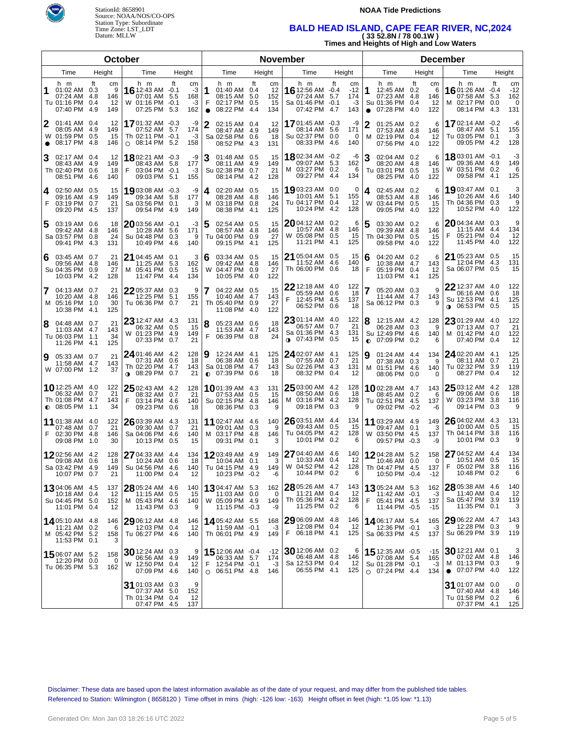StationId: 8658901
Source: NOAA/NOS/CO-OPS
Station Type: Subordinate
Time Zone: LST_LDT
Datum: MLLW

**NOAA Tide Predictions**

# BALD HEAD ISLAND, CAPE FEAR RIVER, NC,2024

**( 33 52.8N / 78 00.1W )**

**Times and Heights of High and Low Waters**

## October

| Day | Time | ft | cm | Day | Time | ft | cm |
|---|---|---|---|---|---|---|---|
| 1 Tu | 01:02 AM | 0.3 | 9 | 16 W | 12:43 AM | -0.1 | -3 |
| | 07:24 AM | 4.8 | 146 | | 07:01 AM | 5.5 | 168 |
| | 01:16 PM | 0.4 | 12 | | 01:16 PM | -0.1 | -3 |
| | 07:40 PM | 4.9 | 149 | | 07:25 PM | 5.3 | 162 |
| 2 W ● | 01:41 AM | 0.4 | 12 | 17 Th ○ | 01:32 AM | -0.3 | -9 |
| | 08:05 AM | 4.9 | 149 | | 07:52 AM | 5.7 | 174 |
| | 01:59 PM | 0.5 | 15 | | 02:11 PM | -0.1 | -3 |
| | 08:17 PM | 4.8 | 146 | | 08:14 PM | 5.2 | 158 |
| 3 Th | 02:17 AM | 0.4 | 12 | 18 F | 02:21 AM | -0.3 | -9 |
| | 08:43 AM | 4.9 | 149 | | 08:43 AM | 5.8 | 177 |
| | 02:40 PM | 0.6 | 18 | | 03:04 PM | -0.1 | -3 |
| | 08:51 PM | 4.6 | 140 | | 09:03 PM | 5.1 | 155 |
| 4 F | 02:50 AM | 0.5 | 15 | 19 Sa | 03:08 AM | -0.3 | -9 |
| | 09:16 AM | 4.9 | 149 | | 09:34 AM | 5.8 | 177 |
| | 03:19 PM | 0.7 | 21 | | 03:56 PM | 0.1 | 3 |
| | 09:20 PM | 4.5 | 137 | | 09:54 PM | 4.9 | 149 |
| 5 Sa | 03:19 AM | 0.6 | 18 | 20 Su | 03:56 AM | -0.1 | -3 |
| | 09:42 AM | 4.8 | 146 | | 10:28 AM | 5.6 | 171 |
| | 03:57 PM | 0.8 | 24 | | 04:48 PM | 0.3 | 9 |
| | 09:41 PM | 4.3 | 131 | | 10:49 PM | 4.6 | 140 |
| 6 Su | 03:45 AM | 0.7 | 21 | 21 M | 04:45 AM | 0.1 | 3 |
| | 09:56 AM | 4.8 | 146 | | 11:25 AM | 5.3 | 162 |
| | 04:35 PM | 0.9 | 27 | | 05:41 PM | 0.5 | 15 |
| | 10:03 PM | 4.2 | 128 | | 11:47 PM | 4.4 | 134 |
| 7 M | 04:13 AM | 0.7 | 21 | 22 Tu | 05:37 AM | 0.3 | 9 |
| | 10:20 AM | 4.8 | 146 | | 12:25 PM | 5.1 | 155 |
| | 05:16 PM | 1.0 | 30 | | 06:36 PM | 0.7 | 21 |
| | 10:38 PM | 4.1 | 125 | | | | |
| 8 Tu | 04:48 AM | 0.7 | 21 | 23 W | 12:47 AM | 4.3 | 131 |
| | 11:03 AM | 4.7 | 143 | | 06:32 AM | 0.5 | 15 |
| | 06:03 PM | 1.1 | 34 | | 01:23 PM | 4.9 | 149 |
| | 11:26 PM | 4.1 | 125 | | 07:33 PM | 0.7 | 21 |
| 9 W | 05:33 AM | 0.7 | 21 | 24 Th ◑ | 01:46 AM | 4.2 | 128 |
| | 11:58 AM | 4.7 | 143 | | 07:31 AM | 0.6 | 18 |
| | 07:00 PM | 1.2 | 37 | | 02:20 PM | 4.7 | 143 |
| | | | | | 08:29 PM | 0.7 | 21 |
| 10 Th ◐ | 12:25 AM | 4.0 | 122 | 25 F | 02:43 AM | 4.2 | 128 |
| | 06:32 AM | 0.7 | 21 | | 08:32 AM | 0.7 | 21 |
| | 01:04 PM | 4.7 | 143 | | 03:14 PM | 4.6 | 140 |
| | 08:05 PM | 1.1 | 34 | | 09:23 PM | 0.6 | 18 |
| 11 F | 01:38 AM | 4.0 | 122 | 26 Sa | 03:39 AM | 4.3 | 131 |
| | 07:48 AM | 0.7 | 21 | | 09:30 AM | 0.7 | 21 |
| | 02:30 PM | 4.8 | 146 | | 04:06 PM | 4.6 | 140 |
| | 09:08 PM | 1.0 | 30 | | 10:13 PM | 0.5 | 15 |
| 12 Sa | 02:56 AM | 4.2 | 128 | 27 Su | 04:33 AM | 4.4 | 134 |
| | 09:08 AM | 0.6 | 18 | | 10:24 AM | 0.6 | 18 |
| | 03:42 PM | 4.9 | 149 | | 04:56 PM | 4.6 | 140 |
| | 10:07 PM | 0.7 | 21 | | 11:00 PM | 0.4 | 12 |
| 13 Su | 04:06 AM | 4.5 | 137 | 28 M | 05:24 AM | 4.6 | 140 |
| | 10:18 AM | 0.4 | 12 | | 11:15 AM | 0.5 | 15 |
| | 04:45 PM | 5.0 | 152 | | 05:43 PM | 4.6 | 140 |
| | 11:01 PM | 0.4 | 12 | | 11:43 PM | 0.3 | 9 |
| 14 M | 05:10 AM | 4.8 | 146 | 29 Tu | 06:12 AM | 4.8 | 146 |
| | 11:21 AM | 0.2 | 6 | | 12:03 PM | 0.4 | 12 |
| | 05:42 PM | 5.2 | 158 | | 06:27 PM | 4.6 | 140 |
| | 11:53 PM | 0.1 | 3 | | | | |
| 15 Tu | 06:07 AM | 5.2 | 158 | 30 W | 12:24 AM | 0.3 | 9 |
| | 12:20 PM | 0.0 | 0 | | 06:56 AM | 4.9 | 149 |
| | 06:35 PM | 5.3 | 162 | | 12:50 PM | 0.4 | 12 |
| | | | | | 07:09 PM | 4.6 | 140 |
| | | | | 31 Th | 01:03 AM | 0.3 | 9 |
| | | | | | 07:37 AM | 5.0 | 152 |
| | | | | | 01:34 PM | 0.4 | 12 |
| | | | | | 07:47 PM | 4.5 | 137 |

## November

| Day | Time | ft | cm | Day | Time | ft | cm |
|---|---|---|---|---|---|---|---|
| 1 F ● | 01:40 AM | 0.4 | 12 | 16 Sa | 12:56 AM | -0.4 | -12 |
| | 08:15 AM | 5.0 | 152 | | 07:24 AM | 5.7 | 174 |
| | 02:17 PM | 0.5 | 15 | | 01:46 PM | -0.1 | -3 |
| | 08:22 PM | 4.4 | 134 | | 07:42 PM | 4.7 | 143 |
| 2 Sa | 02:15 AM | 0.4 | 12 | 17 Su | 01:45 AM | -0.3 | -9 |
| | 08:47 AM | 4.9 | 149 | | 08:14 AM | 5.6 | 171 |
| | 02:58 PM | 0.6 | 18 | | 02:37 PM | 0.0 | 0 |
| | 08:52 PM | 4.3 | 131 | | 08:33 PM | 4.6 | 140 |
| 3 Su | 01:48 AM | 0.5 | 15 | 18 M | 02:34 AM | -0.2 | -6 |
| | 08:11 AM | 4.9 | 149 | | 09:07 AM | 5.3 | 162 |
| | 02:38 PM | 0.7 | 21 | | 03:27 PM | 0.2 | 6 |
| | 08:14 PM | 4.2 | 128 | | 09:27 PM | 4.4 | 134 |
| 4 M | 02:20 AM | 0.5 | 15 | 19 Tu | 03:23 AM | 0.0 | 0 |
| | 08:28 AM | 4.8 | 146 | | 10:01 AM | 5.1 | 155 |
| | 03:18 PM | 0.8 | 24 | | 04:17 PM | 0.4 | 12 |
| | 08:38 PM | 4.1 | 125 | | 10:24 PM | 4.2 | 128 |
| 5 Tu | 02:54 AM | 0.5 | 15 | 20 W | 04:12 AM | 0.2 | 6 |
| | 08:57 AM | 4.8 | 146 | | 10:57 AM | 4.8 | 146 |
| | 04:00 PM | 0.9 | 27 | | 05:08 PM | 0.5 | 15 |
| | 09:15 PM | 4.1 | 125 | | 11:21 PM | 4.1 | 125 |
| 6 W | 03:34 AM | 0.5 | 15 | 21 Th | 05:04 AM | 0.5 | 15 |
| | 09:42 AM | 4.8 | 146 | | 11:52 AM | 4.6 | 140 |
| | 04:47 PM | 0.9 | 27 | | 06:00 PM | 0.6 | 18 |
| | 10:05 PM | 4.0 | 122 | | | | |
| 7 Th | 04:22 AM | 0.5 | 15 | 22 F | 12:18 AM | 4.0 | 122 |
| | 10:40 AM | 4.7 | 143 | | 05:59 AM | 0.6 | 18 |
| | 05:40 PM | 0.9 | 27 | | 12:45 PM | 4.5 | 137 |
| | 11:08 PM | 4.0 | 122 | | 06:52 PM | 0.6 | 18 |
| 8 F | 05:23 AM | 0.6 | 18 | 23 Sa ◑ | 01:14 AM | 4.0 | 122 |
| | 11:53 AM | 4.7 | 143 | | 06:57 AM | 0.7 | 21 |
| | 06:39 PM | 0.8 | 24 | | 01:36 PM | 4.3 | 131 |
| | | | | | 07:43 PM | 0.5 | 15 |
| 9 Sa ◐ | 12:24 AM | 4.1 | 125 | 24 Su | 02:07 AM | 4.1 | 125 |
| | 06:38 AM | 0.6 | 18 | | 07:55 AM | 0.7 | 21 |
| | 01:08 PM | 4.7 | 143 | | 02:26 PM | 4.3 | 131 |
| | 07:39 PM | 0.6 | 18 | | 08:32 PM | 0.4 | 12 |
| 10 Su | 01:39 AM | 4.3 | 131 | 25 M | 03:00 AM | 4.2 | 128 |
| | 07:53 AM | 0.5 | 15 | | 08:50 AM | 0.6 | 18 |
| | 02:15 PM | 4.8 | 146 | | 03:16 PM | 4.2 | 128 |
| | 08:36 PM | 0.3 | 9 | | 09:18 PM | 0.3 | 9 |
| 11 M | 02:47 AM | 4.6 | 140 | 26 Tu | 03:51 AM | 4.4 | 134 |
| | 09:01 AM | 0.3 | 9 | | 09:43 AM | 0.5 | 15 |
| | 03:17 PM | 4.8 | 146 | | 04:05 PM | 4.2 | 128 |
| | 09:31 PM | 0.1 | 3 | | 10:01 PM | 0.2 | 6 |
| 12 Tu | 03:49 AM | 4.9 | 149 | 27 W | 04:40 AM | 4.6 | 140 |
| | 10:04 AM | 0.1 | 3 | | 10:33 AM | 0.4 | 12 |
| | 04:15 PM | 4.9 | 149 | | 04:52 PM | 4.2 | 128 |
| | 10:23 PM | -0.2 | -6 | | 10:44 PM | 0.2 | 6 |
| 13 W | 04:47 AM | 5.3 | 162 | 28 Th | 05:26 AM | 4.7 | 143 |
| | 11:03 AM | 0.0 | 0 | | 11:21 AM | 0.4 | 12 |
| | 05:09 PM | 4.9 | 149 | | 05:36 PM | 4.2 | 128 |
| | 11:15 PM | -0.3 | -9 | | 11:25 PM | 0.2 | 6 |
| 14 Th | 05:42 AM | 5.5 | 168 | 29 F | 06:09 AM | 4.8 | 146 |
| | 11:59 AM | -0.1 | -3 | | 12:08 PM | 0.4 | 12 |
| | 06:01 PM | 4.9 | 149 | | 06:18 PM | 4.1 | 125 |
| 15 F ○ | 12:06 AM | -0.4 | -12 | 30 Sa | 12:06 AM | 0.2 | 6 |
| | 06:33 AM | 5.7 | 174 | | 06:48 AM | 4.8 | 146 |
| | 12:54 PM | -0.1 | -3 | | 12:53 PM | 0.4 | 12 |
| | 06:51 PM | 4.8 | 146 | | 06:55 PM | 4.1 | 125 |

## December

| Day | Time | ft | cm | Day | Time | ft | cm |
|---|---|---|---|---|---|---|---|
| 1 Su ● | 12:45 AM | 0.2 | 6 | 16 M | 01:26 AM | -0.4 | -12 |
| | 07:23 AM | 4.8 | 146 | | 07:58 AM | 5.3 | 162 |
| | 01:36 PM | 0.4 | 12 | | 02:17 PM | 0.0 | 0 |
| | 07:28 PM | 4.0 | 122 | | 08:14 PM | 4.3 | 131 |
| 2 M | 01:25 AM | 0.2 | 6 | 17 Tu | 02:14 AM | -0.2 | -6 |
| | 07:53 AM | 4.8 | 146 | | 08:47 AM | 5.1 | 155 |
| | 02:19 PM | 0.4 | 12 | | 03:05 PM | 0.1 | 3 |
| | 07:56 PM | 4.0 | 122 | | 09:05 PM | 4.2 | 128 |
| 3 Tu | 02:04 AM | 0.2 | 6 | 18 W | 03:01 AM | -0.1 | -3 |
| | 08:20 AM | 4.8 | 146 | | 09:36 AM | 4.9 | 149 |
| | 03:01 PM | 0.5 | 15 | | 03:51 PM | 0.2 | 6 |
| | 08:25 PM | 4.0 | 122 | | 09:58 PM | 4.1 | 125 |
| 4 W | 02:45 AM | 0.2 | 6 | 19 Th | 03:47 AM | 0.1 | 3 |
| | 08:53 AM | 4.8 | 146 | | 10:26 AM | 4.6 | 140 |
| | 03:44 PM | 0.5 | 15 | | 04:36 PM | 0.3 | 9 |
| | 09:05 PM | 4.0 | 122 | | 10:52 PM | 4.0 | 122 |
| 5 Th | 03:30 AM | 0.2 | 6 | 20 F | 04:34 AM | 0.3 | 9 |
| | 09:39 AM | 4.8 | 146 | | 11:15 AM | 4.4 | 134 |
| | 04:30 PM | 0.5 | 15 | | 05:21 PM | 0.4 | 12 |
| | 09:58 PM | 4.0 | 122 | | 11:45 PM | 4.0 | 122 |
| 6 F | 04:20 AM | 0.2 | 6 | 21 Sa | 05:23 AM | 0.5 | 15 |
| | 10:38 AM | 4.7 | 143 | | 12:04 PM | 4.3 | 131 |
| | 05:19 PM | 0.4 | 12 | | 06:07 PM | 0.5 | 15 |
| | 11:03 PM | 4.1 | 125 | | | | |
| 7 Sa | 05:20 AM | 0.3 | 9 | 22 Su ◑ | 12:37 AM | 4.0 | 122 |
| | 11:44 AM | 4.7 | 143 | | 06:16 AM | 0.6 | 18 |
| | 06:12 PM | 0.3 | 9 | | 12:53 PM | 4.1 | 125 |
| | | | | | 06:53 PM | 0.5 | 15 |
| 8 Su ◐ | 12:15 AM | 4.2 | 128 | 23 M | 01:29 AM | 4.0 | 122 |
| | 06:28 AM | 0.3 | 9 | | 07:13 AM | 0.7 | 21 |
| | 12:49 PM | 4.6 | 140 | | 01:42 PM | 4.0 | 122 |
| | 07:09 PM | 0.2 | 6 | | 07:40 PM | 0.4 | 12 |
| 9 M | 01:24 AM | 4.4 | 134 | 24 Tu | 02:20 AM | 4.1 | 125 |
| | 07:38 AM | 0.3 | 9 | | 08:11 AM | 0.7 | 21 |
| | 01:51 PM | 4.6 | 140 | | 02:32 PM | 3.9 | 119 |
| | 08:06 PM | 0.0 | 0 | | 08:27 PM | 0.4 | 12 |
| 10 Tu | 02:28 AM | 4.7 | 143 | 25 W | 03:12 AM | 4.2 | 128 |
| | 08:45 AM | 0.2 | 6 | | 09:06 AM | 0.6 | 18 |
| | 02:51 PM | 4.5 | 137 | | 03:23 PM | 3.8 | 116 |
| | 09:02 PM | -0.2 | -6 | | 09:14 PM | 0.3 | 9 |
| 11 W | 03:29 AM | 4.9 | 149 | 26 Th | 04:02 AM | 4.3 | 131 |
| | 09:47 AM | 0.1 | 3 | | 10:00 AM | 0.5 | 15 |
| | 03:50 PM | 4.5 | 137 | | 04:14 PM | 3.8 | 116 |
| | 09:57 PM | -0.3 | -9 | | 10:01 PM | 0.3 | 9 |
| 12 Th | 04:28 AM | 5.2 | 158 | 27 F | 04:52 AM | 4.4 | 134 |
| | 10:46 AM | 0.0 | 0 | | 10:51 AM | 0.5 | 15 |
| | 04:47 PM | 4.5 | 137 | | 05:02 PM | 3.8 | 116 |
| | 10:50 PM | -0.4 | -12 | | 10:48 PM | 0.2 | 6 |
| 13 F | 05:24 AM | 5.3 | 162 | 28 Sa | 05:38 AM | 4.6 | 140 |
| | 11:42 AM | -0.1 | -3 | | 11:40 AM | 0.4 | 12 |
| | 05:41 PM | 4.5 | 137 | | 05:47 PM | 3.9 | 119 |
| | 11:44 PM | -0.5 | -15 | | 11:35 PM | 0.1 | 3 |
| 14 Sa | 06:17 AM | 5.4 | 165 | 29 Su | 06:22 AM | 4.7 | 143 |
| | 12:36 PM | -0.1 | -3 | | 12:28 PM | 0.3 | 9 |
| | 06:33 PM | 4.5 | 137 | | 06:29 PM | 3.9 | 119 |
| 15 Su ○ | 12:35 AM | -0.5 | -15 | 30 M ● | 12:21 AM | 0.1 | 3 |
| | 07:08 AM | 5.4 | 165 | | 07:02 AM | 4.8 | 146 |
| | 01:28 PM | -0.1 | -3 | | 01:13 PM | 0.3 | 9 |
| | 07:24 PM | 4.4 | 134 | | 07:07 PM | 4.0 | 122 |
| | | | | 31 Tu | 01:07 AM | 0.0 | 0 |
| | | | | | 07:40 AM | 4.8 | 146 |
| | | | | | 01:58 PM | 0.2 | 6 |
| | | | | | 07:37 PM | 4.1 | 125 |

Disclaimer: These data are based upon the latest information available as of the date of your request, and may differ from the published tide tables.
Referenced to Station: Wilmington ( 8658120 ) Time offset in mins (high: -126 low: -163) Height offset in feet (high: *1.05 low: *1.13)

Generated On: Mon Jan 03 18:26:16 UTC 2022